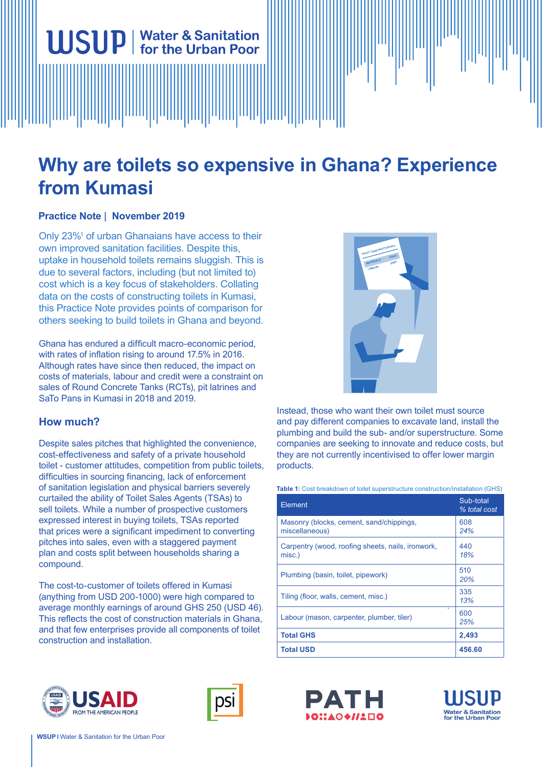# Why are toilets so expensive in Ghana? Experience from Kumasi

**Practice Note | November 2019**

Only 23%[1] of urban Ghanaians have access to their own improved sanitation facilities. Despite this, uptake in household toilets remains sluggish. This is due to several factors, including (but not limited to) cost which is a key focus of stakeholders. Collating data on the costs of constructing toilets in Kumasi, this Practice Note provides points of comparison for others seeking to build toilets in Ghana and beyond.

Ghana has endured a difficult macro-economic period, with rates of inflation rising to around 17.5% in 2016. Although rates have since then reduced, the impact on costs of materials, labour and credit were a constraint on sales of Round Concrete Tanks (RCTs), pit latrines and SaTo Pans in Kumasi in 2018 and 2019.

## How much?

Despite sales pitches that highlighted the convenience, cost-effectiveness and safety of a private household toilet - customer attitudes, competition from public toilets, difficulties in sourcing financing, lack of enforcement of sanitation legislation and physical barriers severely curtailed the ability of Toilet Sales Agents (TSAs) to sell toilets. While a number of prospective customers expressed interest in buying toilets, TSAs reported that prices were a significant impediment to converting pitches into sales, even with a staggered payment plan and costs split between households sharing a compound.

The cost-to-customer of toilets offered in Kumasi (anything from USD 200-1000) were high compared to average monthly earnings of around GHS 250 (USD 46). This reflects the cost of construction materials in Ghana, and that few enterprises provide all components of toilet construction and installation.

Instead, those who want their own toilet must source and pay different companies to excavate land, install the plumbing and build the sub- and/or superstructure. Some companies are seeking to innovate and reduce costs, but they are not currently incentivised to offer lower margin products.

**Table 1:** Cost breakdown of toilet superstructure construction/installation (GHS)

| Element | Sub-total *% total cost* |
|---|---|
| Masonry (blocks, cement, sand/chippings, miscellaneous) | 608 *24%* |
| Carpentry (wood, roofing sheets, nails, ironwork, misc.) | 440 *18%* |
| Plumbing (basin, toilet, pipework) | 510 *20%* |
| Tiling (floor, walls, cement, misc.) | 335 *13%* |
| Labour (mason, carpenter, plumber, tiler) | 600 *25%* |
| **Total GHS** | **2,493** |
| **Total USD** | **456.60** |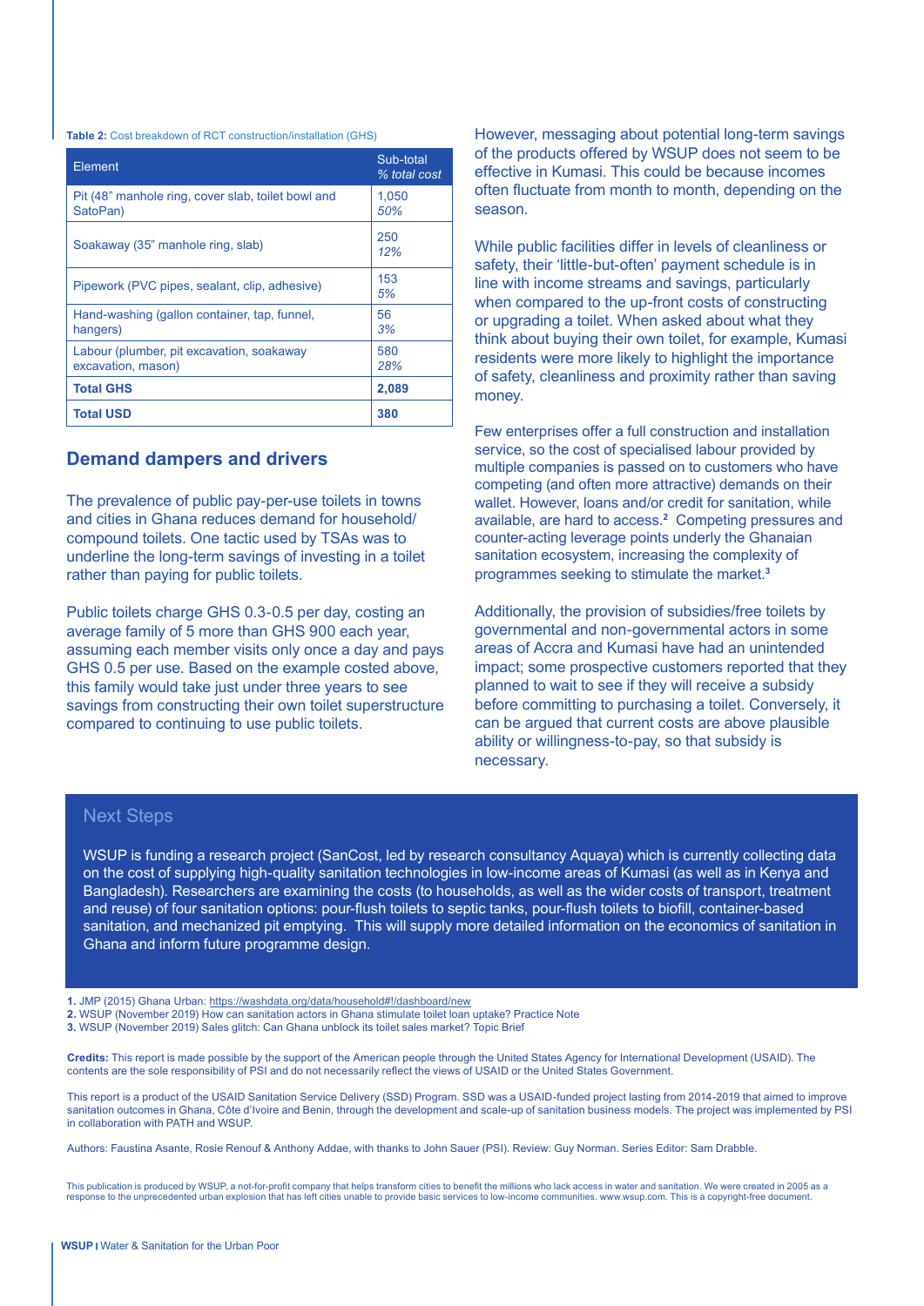**Table 2:** Cost breakdown of RCT construction/installation (GHS)

| Element | Sub-total *% total cost* |
|---|---|
| Pit (48" manhole ring, cover slab, toilet bowl and SatoPan) | 1,050 *50%* |
| Soakaway (35" manhole ring, slab) | 250 *12%* |
| Pipework (PVC pipes, sealant, clip, adhesive) | 153 *5%* |
| Hand-washing (gallon container, tap, funnel, hangers) | 56 *3%* |
| Labour (plumber, pit excavation, soakaway excavation, mason) | 580 *28%* |
| **Total GHS** | **2,089** |
| **Total USD** | **380** |

## Demand dampers and drivers

The prevalence of public pay-per-use toilets in towns and cities in Ghana reduces demand for household/compound toilets. One tactic used by TSAs was to underline the long-term savings of investing in a toilet rather than paying for public toilets.

Public toilets charge GHS 0.3-0.5 per day, costing an average family of 5 more than GHS 900 each year, assuming each member visits only once a day and pays GHS 0.5 per use. Based on the example costed above, this family would take just under three years to see savings from constructing their own toilet superstructure compared to continuing to use public toilets.

However, messaging about potential long-term savings of the products offered by WSUP does not seem to be effective in Kumasi. This could be because incomes often fluctuate from month to month, depending on the season.

While public facilities differ in levels of cleanliness or safety, their 'little-but-often' payment schedule is in line with income streams and savings, particularly when compared to the up-front costs of constructing or upgrading a toilet. When asked about what they think about buying their own toilet, for example, Kumasi residents were more likely to highlight the importance of safety, cleanliness and proximity rather than saving money.

Few enterprises offer a full construction and installation service, so the cost of specialised labour provided by multiple companies is passed on to customers who have competing (and often more attractive) demands on their wallet. However, loans and/or credit for sanitation, while available, are hard to access.[2] Competing pressures and counter-acting leverage points underly the Ghanaian sanitation ecosystem, increasing the complexity of programmes seeking to stimulate the market.[3]

Additionally, the provision of subsidies/free toilets by governmental and non-governmental actors in some areas of Accra and Kumasi have had an unintended impact; some prospective customers reported that they planned to wait to see if they will receive a subsidy before committing to purchasing a toilet. Conversely, it can be argued that current costs are above plausible ability or willingness-to-pay, so that subsidy is necessary.

## Next Steps

WSUP is funding a research project (SanCost, led by research consultancy Aquaya) which is currently collecting data on the cost of supplying high-quality sanitation technologies in low-income areas of Kumasi (as well as in Kenya and Bangladesh). Researchers are examining the costs (to households, as well as the wider costs of transport, treatment and reuse) of four sanitation options: pour-flush toilets to septic tanks, pour-flush toilets to biofill, container-based sanitation, and mechanized pit emptying. This will supply more detailed information on the economics of sanitation in Ghana and inform future programme design.

**1.** JMP (2015) Ghana Urban: https://washdata.org/data/household#!/dashboard/new
**2.** WSUP (November 2019) How can sanitation actors in Ghana stimulate toilet loan uptake? Practice Note
**3.** WSUP (November 2019) Sales glitch: Can Ghana unblock its toilet sales market? Topic Brief

**Credits:** This report is made possible by the support of the American people through the United States Agency for International Development (USAID). The contents are the sole responsibility of PSI and do not necessarily reflect the views of USAID or the United States Government.

This report is a product of the USAID Sanitation Service Delivery (SSD) Program. SSD was a USAID-funded project lasting from 2014-2019 that aimed to improve sanitation outcomes in Ghana, Côte d'Ivoire and Benin, through the development and scale-up of sanitation business models. The project was implemented by PSI in collaboration with PATH and WSUP.

Authors: Faustina Asante, Rosie Renouf & Anthony Addae, with thanks to John Sauer (PSI). Review: Guy Norman. Series Editor: Sam Drabble.

This publication is produced by WSUP, a not-for-profit company that helps transform cities to benefit the millions who lack access in water and sanitation. We were created in 2005 as a response to the unprecedented urban explosion that has left cities unable to provide basic services to low-income communities. www.wsup.com. This is a copyright-free document.